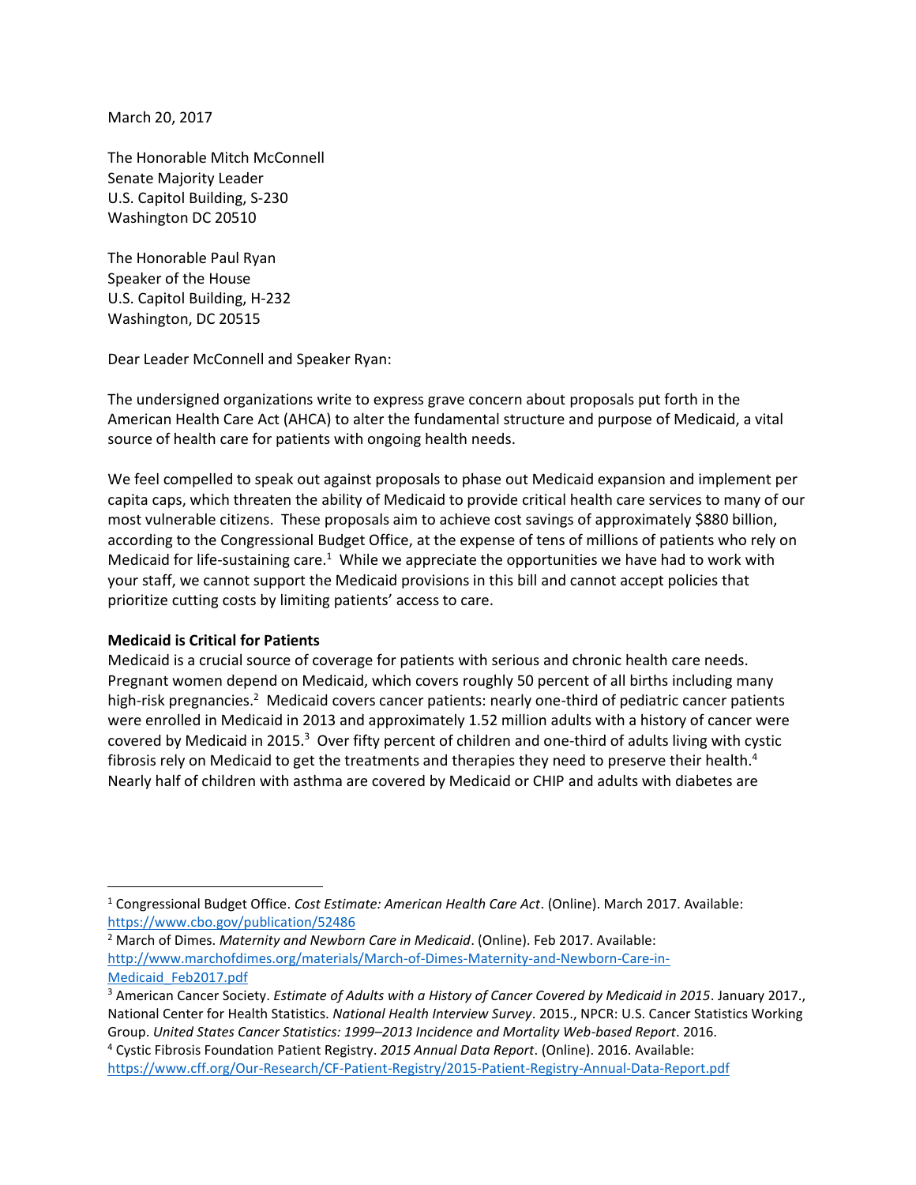March 20, 2017

The Honorable Mitch McConnell
Senate Majority Leader
U.S. Capitol Building, S-230
Washington DC 20510

The Honorable Paul Ryan
Speaker of the House
U.S. Capitol Building, H-232
Washington, DC 20515

Dear Leader McConnell and Speaker Ryan:

The undersigned organizations write to express grave concern about proposals put forth in the American Health Care Act (AHCA) to alter the fundamental structure and purpose of Medicaid, a vital source of health care for patients with ongoing health needs.

We feel compelled to speak out against proposals to phase out Medicaid expansion and implement per capita caps, which threaten the ability of Medicaid to provide critical health care services to many of our most vulnerable citizens. These proposals aim to achieve cost savings of approximately $880 billion, according to the Congressional Budget Office, at the expense of tens of millions of patients who rely on Medicaid for life-sustaining care.[1] While we appreciate the opportunities we have had to work with your staff, we cannot support the Medicaid provisions in this bill and cannot accept policies that prioritize cutting costs by limiting patients' access to care.

**Medicaid is Critical for Patients**

Medicaid is a crucial source of coverage for patients with serious and chronic health care needs. Pregnant women depend on Medicaid, which covers roughly 50 percent of all births including many high-risk pregnancies.[2] Medicaid covers cancer patients: nearly one-third of pediatric cancer patients were enrolled in Medicaid in 2013 and approximately 1.52 million adults with a history of cancer were covered by Medicaid in 2015.[3] Over fifty percent of children and one-third of adults living with cystic fibrosis rely on Medicaid to get the treatments and therapies they need to preserve their health.[4] Nearly half of children with asthma are covered by Medicaid or CHIP and adults with diabetes are

---

[1] Congressional Budget Office. *Cost Estimate: American Health Care Act*. (Online). March 2017. Available: https://www.cbo.gov/publication/52486

[2] March of Dimes. *Maternity and Newborn Care in Medicaid*. (Online). Feb 2017. Available: http://www.marchofdimes.org/materials/March-of-Dimes-Maternity-and-Newborn-Care-in-Medicaid_Feb2017.pdf

[3] American Cancer Society. *Estimate of Adults with a History of Cancer Covered by Medicaid in 2015*. January 2017., National Center for Health Statistics. *National Health Interview Survey*. 2015., NPCR: U.S. Cancer Statistics Working Group. *United States Cancer Statistics: 1999–2013 Incidence and Mortality Web-based Report*. 2016.

[4] Cystic Fibrosis Foundation Patient Registry. *2015 Annual Data Report*. (Online). 2016. Available: https://www.cff.org/Our-Research/CF-Patient-Registry/2015-Patient-Registry-Annual-Data-Report.pdf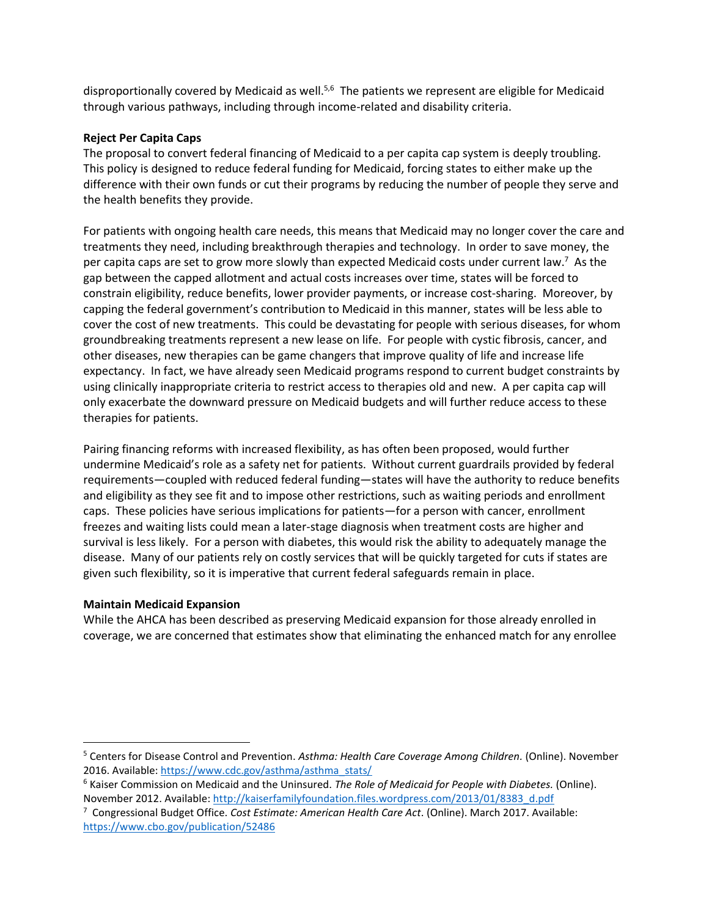disproportionally covered by Medicaid as well.[5,6] The patients we represent are eligible for Medicaid through various pathways, including through income-related and disability criteria.

**Reject Per Capita Caps**

The proposal to convert federal financing of Medicaid to a per capita cap system is deeply troubling. This policy is designed to reduce federal funding for Medicaid, forcing states to either make up the difference with their own funds or cut their programs by reducing the number of people they serve and the health benefits they provide.

For patients with ongoing health care needs, this means that Medicaid may no longer cover the care and treatments they need, including breakthrough therapies and technology. In order to save money, the per capita caps are set to grow more slowly than expected Medicaid costs under current law.[7] As the gap between the capped allotment and actual costs increases over time, states will be forced to constrain eligibility, reduce benefits, lower provider payments, or increase cost-sharing. Moreover, by capping the federal government's contribution to Medicaid in this manner, states will be less able to cover the cost of new treatments. This could be devastating for people with serious diseases, for whom groundbreaking treatments represent a new lease on life. For people with cystic fibrosis, cancer, and other diseases, new therapies can be game changers that improve quality of life and increase life expectancy. In fact, we have already seen Medicaid programs respond to current budget constraints by using clinically inappropriate criteria to restrict access to therapies old and new. A per capita cap will only exacerbate the downward pressure on Medicaid budgets and will further reduce access to these therapies for patients.

Pairing financing reforms with increased flexibility, as has often been proposed, would further undermine Medicaid's role as a safety net for patients. Without current guardrails provided by federal requirements—coupled with reduced federal funding—states will have the authority to reduce benefits and eligibility as they see fit and to impose other restrictions, such as waiting periods and enrollment caps. These policies have serious implications for patients—for a person with cancer, enrollment freezes and waiting lists could mean a later-stage diagnosis when treatment costs are higher and survival is less likely. For a person with diabetes, this would risk the ability to adequately manage the disease. Many of our patients rely on costly services that will be quickly targeted for cuts if states are given such flexibility, so it is imperative that current federal safeguards remain in place.

**Maintain Medicaid Expansion**

While the AHCA has been described as preserving Medicaid expansion for those already enrolled in coverage, we are concerned that estimates show that eliminating the enhanced match for any enrollee

---

[5] Centers for Disease Control and Prevention. *Asthma: Health Care Coverage Among Children*. (Online). November 2016. Available: https://www.cdc.gov/asthma/asthma_stats/

[6] Kaiser Commission on Medicaid and the Uninsured. *The Role of Medicaid for People with Diabetes*. (Online). November 2012. Available: http://kaiserfamilyfoundation.files.wordpress.com/2013/01/8383_d.pdf

[7] Congressional Budget Office. *Cost Estimate: American Health Care Act*. (Online). March 2017. Available: https://www.cbo.gov/publication/52486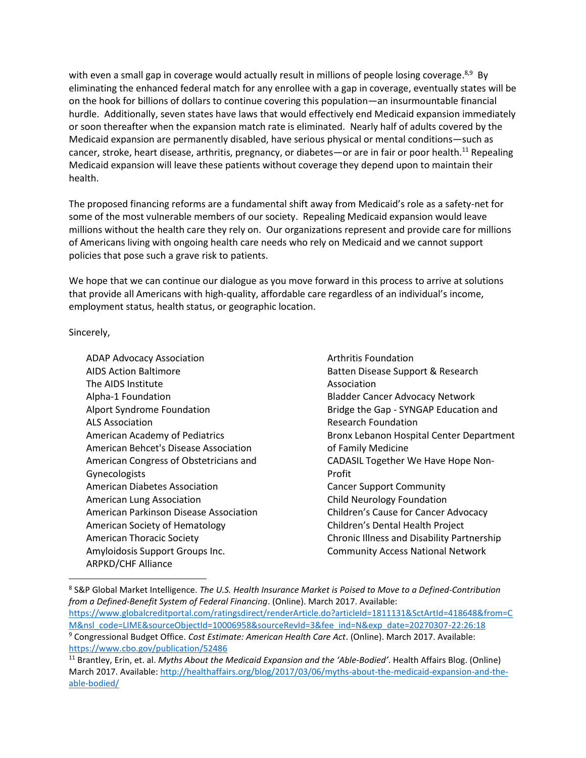with even a small gap in coverage would actually result in millions of people losing coverage.[8,9] By eliminating the enhanced federal match for any enrollee with a gap in coverage, eventually states will be on the hook for billions of dollars to continue covering this population—an insurmountable financial hurdle. Additionally, seven states have laws that would effectively end Medicaid expansion immediately or soon thereafter when the expansion match rate is eliminated. Nearly half of adults covered by the Medicaid expansion are permanently disabled, have serious physical or mental conditions—such as cancer, stroke, heart disease, arthritis, pregnancy, or diabetes—or are in fair or poor health.[11] Repealing Medicaid expansion will leave these patients without coverage they depend upon to maintain their health.

The proposed financing reforms are a fundamental shift away from Medicaid's role as a safety-net for some of the most vulnerable members of our society. Repealing Medicaid expansion would leave millions without the health care they rely on. Our organizations represent and provide care for millions of Americans living with ongoing health care needs who rely on Medicaid and we cannot support policies that pose such a grave risk to patients.

We hope that we can continue our dialogue as you move forward in this process to arrive at solutions that provide all Americans with high-quality, affordable care regardless of an individual's income, employment status, health status, or geographic location.

Sincerely,

ADAP Advocacy Association
AIDS Action Baltimore
The AIDS Institute
Alpha-1 Foundation
Alport Syndrome Foundation
ALS Association
American Academy of Pediatrics
American Behcet's Disease Association
American Congress of Obstetricians and Gynecologists
American Diabetes Association
American Lung Association
American Parkinson Disease Association
American Society of Hematology
American Thoracic Society
Amyloidosis Support Groups Inc.
ARPKD/CHF Alliance
Arthritis Foundation
Batten Disease Support & Research Association
Bladder Cancer Advocacy Network
Bridge the Gap - SYNGAP Education and Research Foundation
Bronx Lebanon Hospital Center Department of Family Medicine
CADASIL Together We Have Hope Non-Profit
Cancer Support Community
Child Neurology Foundation
Children's Cause for Cancer Advocacy
Children's Dental Health Project
Chronic Illness and Disability Partnership
Community Access National Network

---

[8] S&P Global Market Intelligence. *The U.S. Health Insurance Market is Poised to Move to a Defined-Contribution from a Defined-Benefit System of Federal Financing*. (Online). March 2017. Available: https://www.globalcreditportal.com/ratingsdirect/renderArticle.do?articleId=1811131&SctArtId=418648&from=CM&nsl_code=LIME&sourceObjectId=10006958&sourceRevId=3&fee_ind=N&exp_date=20270307-22:26:18

[9] Congressional Budget Office. *Cost Estimate: American Health Care Act*. (Online). March 2017. Available: https://www.cbo.gov/publication/52486

[11] Brantley, Erin, et. al. *Myths About the Medicaid Expansion and the 'Able-Bodied'*. Health Affairs Blog. (Online) March 2017. Available: http://healthaffairs.org/blog/2017/03/06/myths-about-the-medicaid-expansion-and-the-able-bodied/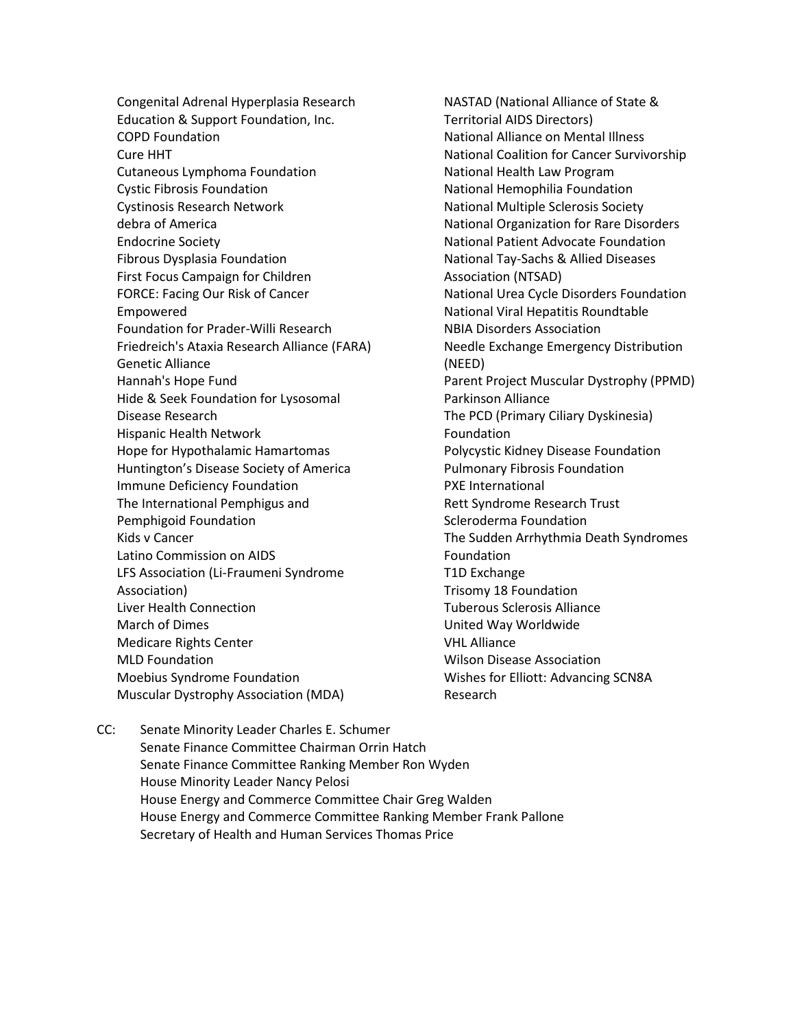Congenital Adrenal Hyperplasia Research Education & Support Foundation, Inc.
COPD Foundation
Cure HHT
Cutaneous Lymphoma Foundation
Cystic Fibrosis Foundation
Cystinosis Research Network
debra of America
Endocrine Society
Fibrous Dysplasia Foundation
First Focus Campaign for Children
FORCE: Facing Our Risk of Cancer Empowered
Foundation for Prader-Willi Research
Friedreich's Ataxia Research Alliance (FARA)
Genetic Alliance
Hannah's Hope Fund
Hide & Seek Foundation for Lysosomal Disease Research
Hispanic Health Network
Hope for Hypothalamic Hamartomas
Huntington's Disease Society of America
Immune Deficiency Foundation
The International Pemphigus and Pemphigoid Foundation
Kids v Cancer
Latino Commission on AIDS
LFS Association (Li-Fraumeni Syndrome Association)
Liver Health Connection
March of Dimes
Medicare Rights Center
MLD Foundation
Moebius Syndrome Foundation
Muscular Dystrophy Association (MDA)
NASTAD (National Alliance of State & Territorial AIDS Directors)
National Alliance on Mental Illness
National Coalition for Cancer Survivorship
National Health Law Program
National Hemophilia Foundation
National Multiple Sclerosis Society
National Organization for Rare Disorders
National Patient Advocate Foundation
National Tay-Sachs & Allied Diseases Association (NTSAD)
National Urea Cycle Disorders Foundation
National Viral Hepatitis Roundtable
NBIA Disorders Association
Needle Exchange Emergency Distribution (NEED)
Parent Project Muscular Dystrophy (PPMD)
Parkinson Alliance
The PCD (Primary Ciliary Dyskinesia) Foundation
Polycystic Kidney Disease Foundation
Pulmonary Fibrosis Foundation
PXE International
Rett Syndrome Research Trust
Scleroderma Foundation
The Sudden Arrhythmia Death Syndromes Foundation
T1D Exchange
Trisomy 18 Foundation
Tuberous Sclerosis Alliance
United Way Worldwide
VHL Alliance
Wilson Disease Association
Wishes for Elliott: Advancing SCN8A Research

CC: Senate Minority Leader Charles E. Schumer
Senate Finance Committee Chairman Orrin Hatch
Senate Finance Committee Ranking Member Ron Wyden
House Minority Leader Nancy Pelosi
House Energy and Commerce Committee Chair Greg Walden
House Energy and Commerce Committee Ranking Member Frank Pallone
Secretary of Health and Human Services Thomas Price